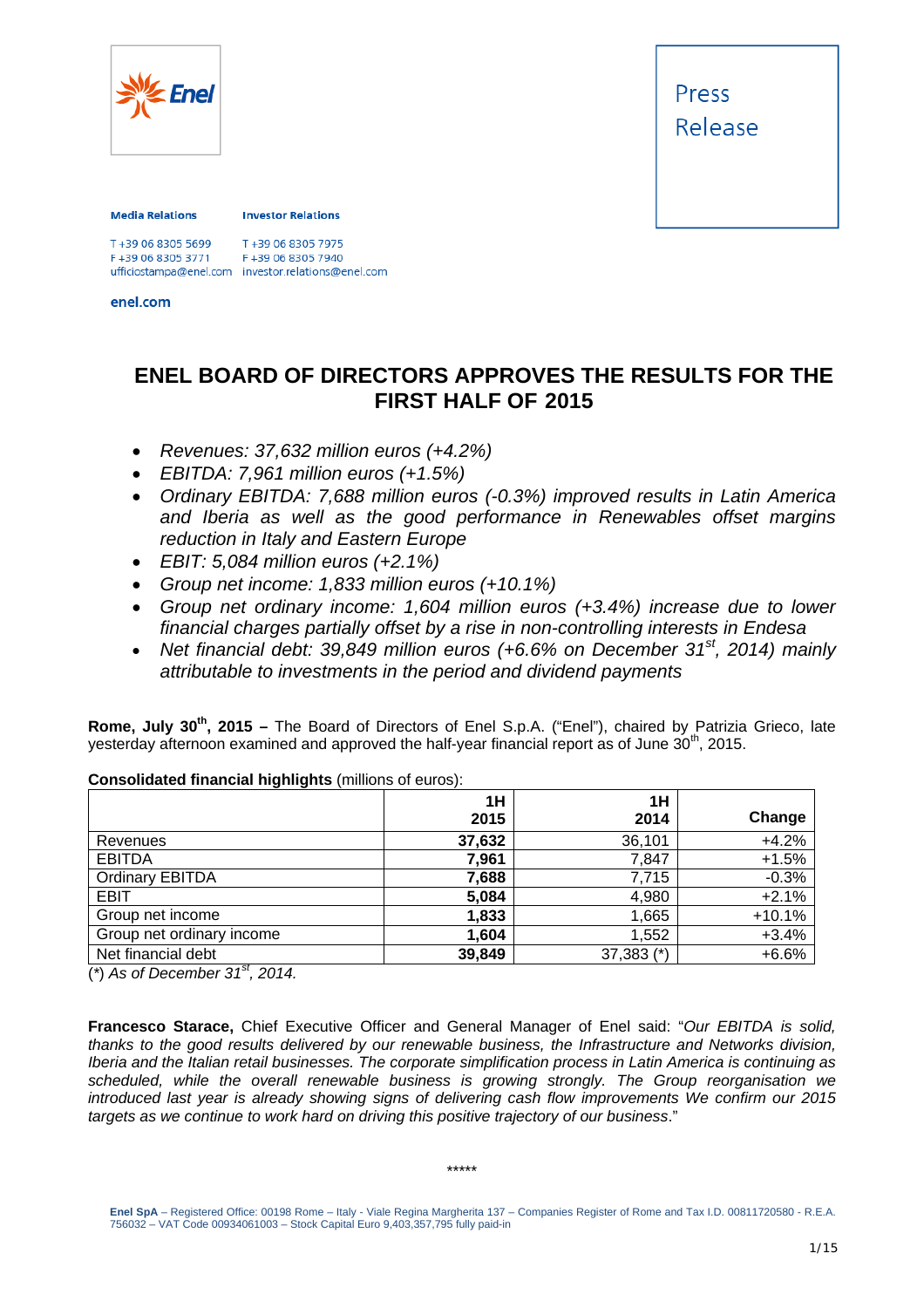Press Release

**Media Relations**

T +39 06 8305 5699
F +39 06 8305 3771
ufficiostampa@enel.com

**Investor Relations**

T +39 06 8305 7975
F +39 06 8305 7940
investor.relations@enel.com

**enel.com**

# ENEL BOARD OF DIRECTORS APPROVES THE RESULTS FOR THE FIRST HALF OF 2015

- *Revenues: 37,632 million euros (+4.2%)*
- *EBITDA: 7,961 million euros (+1.5%)*
- *Ordinary EBITDA: 7,688 million euros (-0.3%) improved results in Latin America and Iberia as well as the good performance in Renewables offset margins reduction in Italy and Eastern Europe*
- *EBIT: 5,084 million euros (+2.1%)*
- *Group net income: 1,833 million euros (+10.1%)*
- *Group net ordinary income: 1,604 million euros (+3.4%) increase due to lower financial charges partially offset by a rise in non-controlling interests in Endesa*
- *Net financial debt: 39,849 million euros (+6.6% on December 31st, 2014) mainly attributable to investments in the period and dividend payments*

**Rome, July 30th, 2015 –** The Board of Directors of Enel S.p.A. ("Enel"), chaired by Patrizia Grieco, late yesterday afternoon examined and approved the half-year financial report as of June 30th, 2015.

**Consolidated financial highlights** (millions of euros):

| | 1H 2015 | 1H 2014 | Change |
|---|---|---|---|
| Revenues | **37,632** | 36,101 | +4.2% |
| EBITDA | **7,961** | 7,847 | +1.5% |
| Ordinary EBITDA | **7,688** | 7,715 | -0.3% |
| EBIT | **5,084** | 4,980 | +2.1% |
| Group net income | **1,833** | 1,665 | +10.1% |
| Group net ordinary income | **1,604** | 1,552 | +3.4% |
| Net financial debt | **39,849** | 37,383 (*) | +6.6% |

(*) *As of December 31st, 2014.*

**Francesco Starace,** Chief Executive Officer and General Manager of Enel said: "*Our EBITDA is solid, thanks to the good results delivered by our renewable business, the Infrastructure and Networks division, Iberia and the Italian retail businesses. The corporate simplification process in Latin America is continuing as scheduled, while the overall renewable business is growing strongly. The Group reorganisation we introduced last year is already showing signs of delivering cash flow improvements We confirm our 2015 targets as we continue to work hard on driving this positive trajectory of our business*."

\*\*\*\*\*

**Enel SpA** – Registered Office: 00198 Rome – Italy - Viale Regina Margherita 137 – Companies Register of Rome and Tax I.D. 00811720580 - R.E.A. 756032 – VAT Code 00934061003 – Stock Capital Euro 9,403,357,795 fully paid-in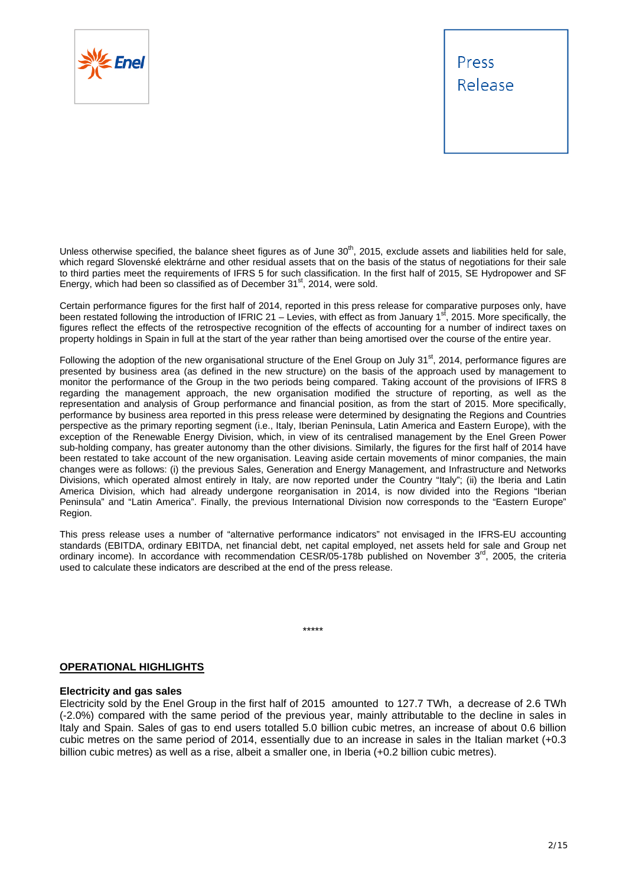Unless otherwise specified, the balance sheet figures as of June 30th, 2015, exclude assets and liabilities held for sale, which regard Slovenské elektrárne and other residual assets that on the basis of the status of negotiations for their sale to third parties meet the requirements of IFRS 5 for such classification. In the first half of 2015, SE Hydropower and SF Energy, which had been so classified as of December 31st, 2014, were sold.

Certain performance figures for the first half of 2014, reported in this press release for comparative purposes only, have been restated following the introduction of IFRIC 21 – Levies, with effect as from January 1st, 2015. More specifically, the figures reflect the effects of the retrospective recognition of the effects of accounting for a number of indirect taxes on property holdings in Spain in full at the start of the year rather than being amortised over the course of the entire year.

Following the adoption of the new organisational structure of the Enel Group on July 31st, 2014, performance figures are presented by business area (as defined in the new structure) on the basis of the approach used by management to monitor the performance of the Group in the two periods being compared. Taking account of the provisions of IFRS 8 regarding the management approach, the new organisation modified the structure of reporting, as well as the representation and analysis of Group performance and financial position, as from the start of 2015. More specifically, performance by business area reported in this press release were determined by designating the Regions and Countries perspective as the primary reporting segment (i.e., Italy, Iberian Peninsula, Latin America and Eastern Europe), with the exception of the Renewable Energy Division, which, in view of its centralised management by the Enel Green Power sub-holding company, has greater autonomy than the other divisions. Similarly, the figures for the first half of 2014 have been restated to take account of the new organisation. Leaving aside certain movements of minor companies, the main changes were as follows: (i) the previous Sales, Generation and Energy Management, and Infrastructure and Networks Divisions, which operated almost entirely in Italy, are now reported under the Country "Italy"; (ii) the Iberia and Latin America Division, which had already undergone reorganisation in 2014, is now divided into the Regions "Iberian Peninsula" and "Latin America". Finally, the previous International Division now corresponds to the "Eastern Europe" Region.

This press release uses a number of "alternative performance indicators" not envisaged in the IFRS-EU accounting standards (EBITDA, ordinary EBITDA, net financial debt, net capital employed, net assets held for sale and Group net ordinary income). In accordance with recommendation CESR/05-178b published on November 3rd, 2005, the criteria used to calculate these indicators are described at the end of the press release.

*****

## OPERATIONAL HIGHLIGHTS

**Electricity and gas sales**

Electricity sold by the Enel Group in the first half of 2015 amounted to 127.7 TWh, a decrease of 2.6 TWh (-2.0%) compared with the same period of the previous year, mainly attributable to the decline in sales in Italy and Spain. Sales of gas to end users totalled 5.0 billion cubic metres, an increase of about 0.6 billion cubic metres on the same period of 2014, essentially due to an increase in sales in the Italian market (+0.3 billion cubic metres) as well as a rise, albeit a smaller one, in Iberia (+0.2 billion cubic metres).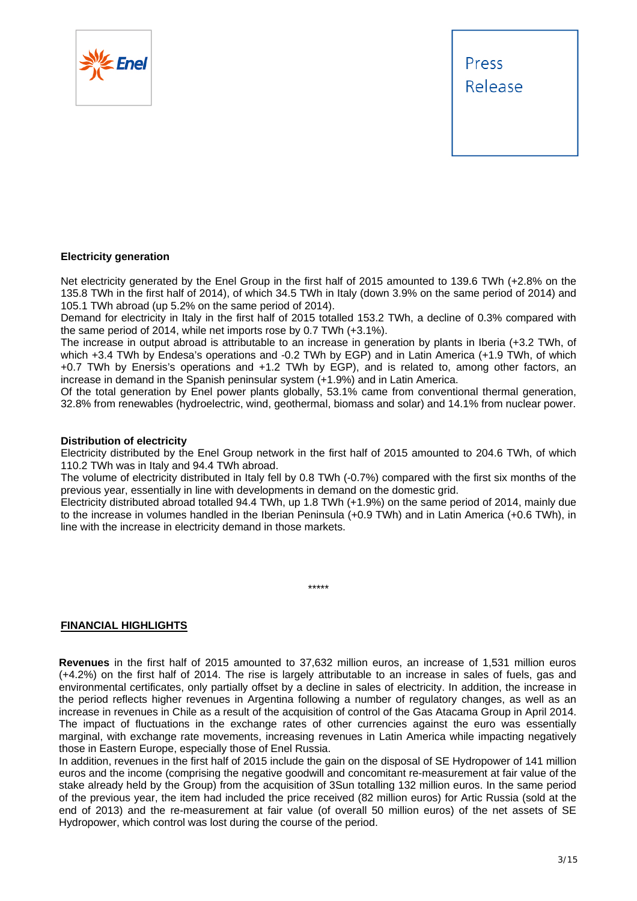### Electricity generation

Net electricity generated by the Enel Group in the first half of 2015 amounted to 139.6 TWh (+2.8% on the 135.8 TWh in the first half of 2014), of which 34.5 TWh in Italy (down 3.9% on the same period of 2014) and 105.1 TWh abroad (up 5.2% on the same period of 2014).

Demand for electricity in Italy in the first half of 2015 totalled 153.2 TWh, a decline of 0.3% compared with the same period of 2014, while net imports rose by 0.7 TWh (+3.1%).

The increase in output abroad is attributable to an increase in generation by plants in Iberia (+3.2 TWh, of which +3.4 TWh by Endesa's operations and -0.2 TWh by EGP) and in Latin America (+1.9 TWh, of which +0.7 TWh by Enersis's operations and +1.2 TWh by EGP), and is related to, among other factors, an increase in demand in the Spanish peninsular system (+1.9%) and in Latin America.

Of the total generation by Enel power plants globally, 53.1% came from conventional thermal generation, 32.8% from renewables (hydroelectric, wind, geothermal, biomass and solar) and 14.1% from nuclear power.

### Distribution of electricity

Electricity distributed by the Enel Group network in the first half of 2015 amounted to 204.6 TWh, of which 110.2 TWh was in Italy and 94.4 TWh abroad.

The volume of electricity distributed in Italy fell by 0.8 TWh (-0.7%) compared with the first six months of the previous year, essentially in line with developments in demand on the domestic grid.

Electricity distributed abroad totalled 94.4 TWh, up 1.8 TWh (+1.9%) on the same period of 2014, mainly due to the increase in volumes handled in the Iberian Peninsula (+0.9 TWh) and in Latin America (+0.6 TWh), in line with the increase in electricity demand in those markets.

*****

## FINANCIAL HIGHLIGHTS

**Revenues** in the first half of 2015 amounted to 37,632 million euros, an increase of 1,531 million euros (+4.2%) on the first half of 2014. The rise is largely attributable to an increase in sales of fuels, gas and environmental certificates, only partially offset by a decline in sales of electricity. In addition, the increase in the period reflects higher revenues in Argentina following a number of regulatory changes, as well as an increase in revenues in Chile as a result of the acquisition of control of the Gas Atacama Group in April 2014. The impact of fluctuations in the exchange rates of other currencies against the euro was essentially marginal, with exchange rate movements, increasing revenues in Latin America while impacting negatively those in Eastern Europe, especially those of Enel Russia.

In addition, revenues in the first half of 2015 include the gain on the disposal of SE Hydropower of 141 million euros and the income (comprising the negative goodwill and concomitant re-measurement at fair value of the stake already held by the Group) from the acquisition of 3Sun totalling 132 million euros. In the same period of the previous year, the item had included the price received (82 million euros) for Artic Russia (sold at the end of 2013) and the re-measurement at fair value (of overall 50 million euros) of the net assets of SE Hydropower, which control was lost during the course of the period.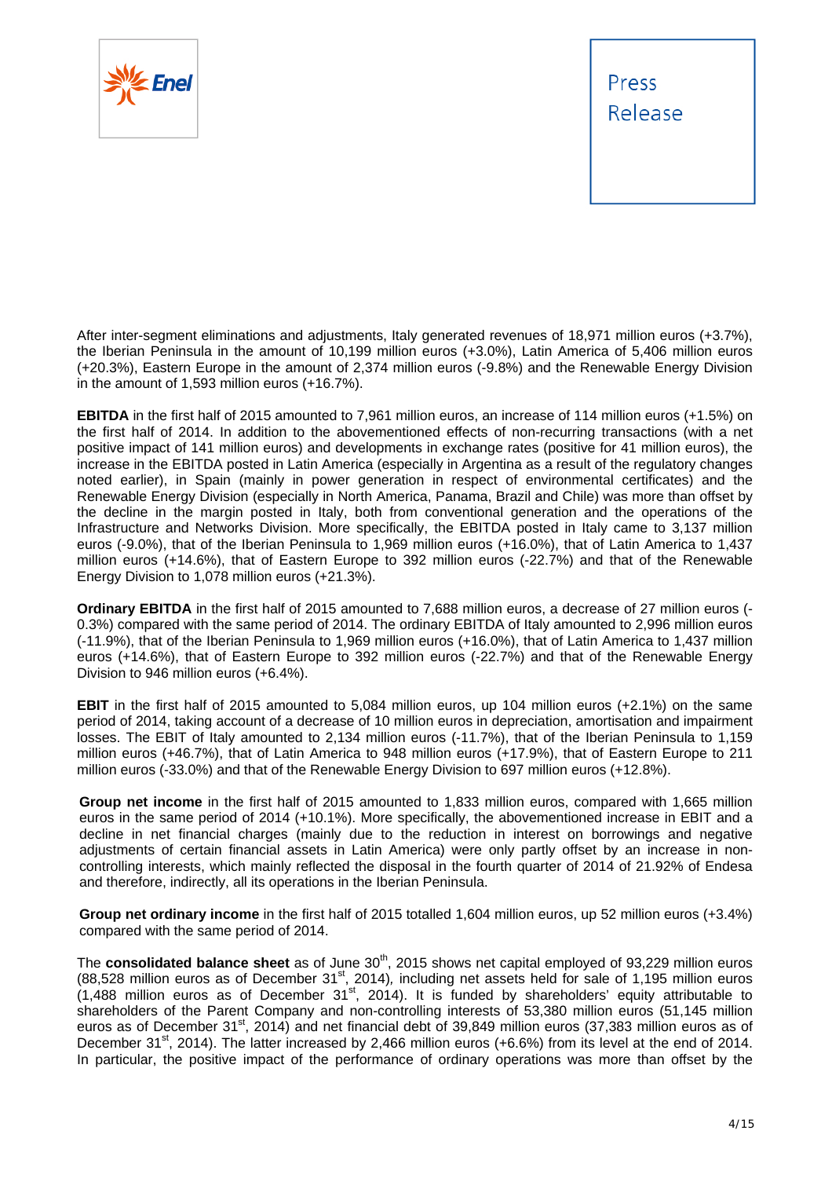After inter-segment eliminations and adjustments, Italy generated revenues of 18,971 million euros (+3.7%), the Iberian Peninsula in the amount of 10,199 million euros (+3.0%), Latin America of 5,406 million euros (+20.3%), Eastern Europe in the amount of 2,374 million euros (-9.8%) and the Renewable Energy Division in the amount of 1,593 million euros (+16.7%).

**EBITDA** in the first half of 2015 amounted to 7,961 million euros, an increase of 114 million euros (+1.5%) on the first half of 2014. In addition to the abovementioned effects of non-recurring transactions (with a net positive impact of 141 million euros) and developments in exchange rates (positive for 41 million euros), the increase in the EBITDA posted in Latin America (especially in Argentina as a result of the regulatory changes noted earlier), in Spain (mainly in power generation in respect of environmental certificates) and the Renewable Energy Division (especially in North America, Panama, Brazil and Chile) was more than offset by the decline in the margin posted in Italy, both from conventional generation and the operations of the Infrastructure and Networks Division. More specifically, the EBITDA posted in Italy came to 3,137 million euros (-9.0%), that of the Iberian Peninsula to 1,969 million euros (+16.0%), that of Latin America to 1,437 million euros (+14.6%), that of Eastern Europe to 392 million euros (-22.7%) and that of the Renewable Energy Division to 1,078 million euros (+21.3%).

**Ordinary EBITDA** in the first half of 2015 amounted to 7,688 million euros, a decrease of 27 million euros (-0.3%) compared with the same period of 2014. The ordinary EBITDA of Italy amounted to 2,996 million euros (-11.9%), that of the Iberian Peninsula to 1,969 million euros (+16.0%), that of Latin America to 1,437 million euros (+14.6%), that of Eastern Europe to 392 million euros (-22.7%) and that of the Renewable Energy Division to 946 million euros (+6.4%).

**EBIT** in the first half of 2015 amounted to 5,084 million euros, up 104 million euros (+2.1%) on the same period of 2014, taking account of a decrease of 10 million euros in depreciation, amortisation and impairment losses. The EBIT of Italy amounted to 2,134 million euros (-11.7%), that of the Iberian Peninsula to 1,159 million euros (+46.7%), that of Latin America to 948 million euros (+17.9%), that of Eastern Europe to 211 million euros (-33.0%) and that of the Renewable Energy Division to 697 million euros (+12.8%).

**Group net income** in the first half of 2015 amounted to 1,833 million euros, compared with 1,665 million euros in the same period of 2014 (+10.1%). More specifically, the abovementioned increase in EBIT and a decline in net financial charges (mainly due to the reduction in interest on borrowings and negative adjustments of certain financial assets in Latin America) were only partly offset by an increase in non-controlling interests, which mainly reflected the disposal in the fourth quarter of 2014 of 21.92% of Endesa and therefore, indirectly, all its operations in the Iberian Peninsula.

**Group net ordinary income** in the first half of 2015 totalled 1,604 million euros, up 52 million euros (+3.4%) compared with the same period of 2014.

The **consolidated balance sheet** as of June 30th, 2015 shows net capital employed of 93,229 million euros (88,528 million euros as of December 31st, 2014), including net assets held for sale of 1,195 million euros (1,488 million euros as of December 31st, 2014). It is funded by shareholders' equity attributable to shareholders of the Parent Company and non-controlling interests of 53,380 million euros (51,145 million euros as of December 31st, 2014) and net financial debt of 39,849 million euros (37,383 million euros as of December 31st, 2014). The latter increased by 2,466 million euros (+6.6%) from its level at the end of 2014. In particular, the positive impact of the performance of ordinary operations was more than offset by the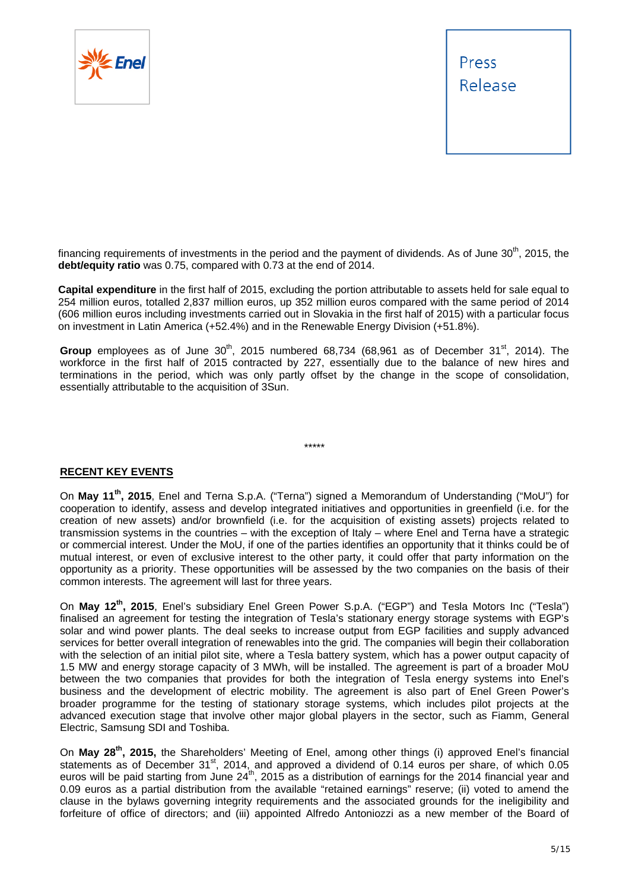financing requirements of investments in the period and the payment of dividends. As of June 30th, 2015, the **debt/equity ratio** was 0.75, compared with 0.73 at the end of 2014.

**Capital expenditure** in the first half of 2015, excluding the portion attributable to assets held for sale equal to 254 million euros, totalled 2,837 million euros, up 352 million euros compared with the same period of 2014 (606 million euros including investments carried out in Slovakia in the first half of 2015) with a particular focus on investment in Latin America (+52.4%) and in the Renewable Energy Division (+51.8%).

**Group** employees as of June 30th, 2015 numbered 68,734 (68,961 as of December 31st, 2014). The workforce in the first half of 2015 contracted by 227, essentially due to the balance of new hires and terminations in the period, which was only partly offset by the change in the scope of consolidation, essentially attributable to the acquisition of 3Sun.

*****

**RECENT KEY EVENTS**

On **May 11th, 2015**, Enel and Terna S.p.A. ("Terna") signed a Memorandum of Understanding ("MoU") for cooperation to identify, assess and develop integrated initiatives and opportunities in greenfield (i.e. for the creation of new assets) and/or brownfield (i.e. for the acquisition of existing assets) projects related to transmission systems in the countries – with the exception of Italy – where Enel and Terna have a strategic or commercial interest. Under the MoU, if one of the parties identifies an opportunity that it thinks could be of mutual interest, or even of exclusive interest to the other party, it could offer that party information on the opportunity as a priority. These opportunities will be assessed by the two companies on the basis of their common interests. The agreement will last for three years.

On **May 12th, 2015**, Enel's subsidiary Enel Green Power S.p.A. ("EGP") and Tesla Motors Inc ("Tesla") finalised an agreement for testing the integration of Tesla's stationary energy storage systems with EGP's solar and wind power plants. The deal seeks to increase output from EGP facilities and supply advanced services for better overall integration of renewables into the grid. The companies will begin their collaboration with the selection of an initial pilot site, where a Tesla battery system, which has a power output capacity of 1.5 MW and energy storage capacity of 3 MWh, will be installed. The agreement is part of a broader MoU between the two companies that provides for both the integration of Tesla energy systems into Enel's business and the development of electric mobility. The agreement is also part of Enel Green Power's broader programme for the testing of stationary storage systems, which includes pilot projects at the advanced execution stage that involve other major global players in the sector, such as Fiamm, General Electric, Samsung SDI and Toshiba.

On **May 28th, 2015,** the Shareholders' Meeting of Enel, among other things (i) approved Enel's financial statements as of December 31st, 2014, and approved a dividend of 0.14 euros per share, of which 0.05 euros will be paid starting from June 24th, 2015 as a distribution of earnings for the 2014 financial year and 0.09 euros as a partial distribution from the available "retained earnings" reserve; (ii) voted to amend the clause in the bylaws governing integrity requirements and the associated grounds for the ineligibility and forfeiture of office of directors; and (iii) appointed Alfredo Antoniozzi as a new member of the Board of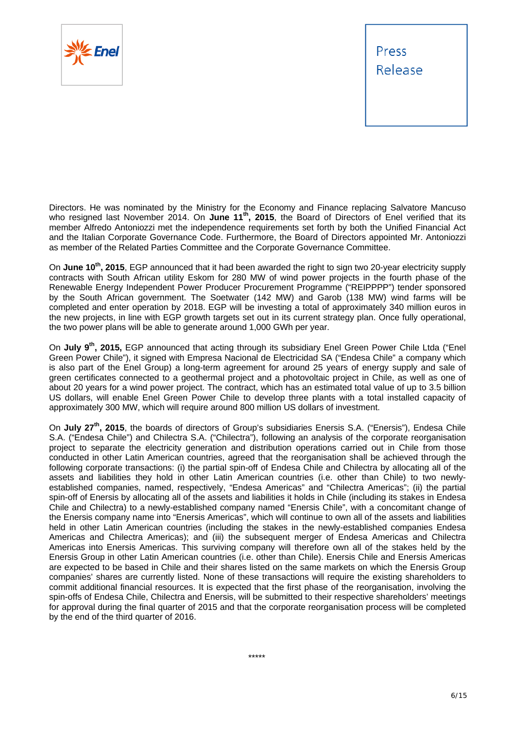Directors. He was nominated by the Ministry for the Economy and Finance replacing Salvatore Mancuso who resigned last November 2014. On **June 11th, 2015**, the Board of Directors of Enel verified that its member Alfredo Antoniozzi met the independence requirements set forth by both the Unified Financial Act and the Italian Corporate Governance Code. Furthermore, the Board of Directors appointed Mr. Antoniozzi as member of the Related Parties Committee and the Corporate Governance Committee.

On **June 10th, 2015**, EGP announced that it had been awarded the right to sign two 20-year electricity supply contracts with South African utility Eskom for 280 MW of wind power projects in the fourth phase of the Renewable Energy Independent Power Producer Procurement Programme ("REIPPPP") tender sponsored by the South African government. The Soetwater (142 MW) and Garob (138 MW) wind farms will be completed and enter operation by 2018. EGP will be investing a total of approximately 340 million euros in the new projects, in line with EGP growth targets set out in its current strategy plan. Once fully operational, the two power plans will be able to generate around 1,000 GWh per year.

On **July 9th, 2015,** EGP announced that acting through its subsidiary Enel Green Power Chile Ltda ("Enel Green Power Chile"), it signed with Empresa Nacional de Electricidad SA ("Endesa Chile" a company which is also part of the Enel Group) a long-term agreement for around 25 years of energy supply and sale of green certificates connected to a geothermal project and a photovoltaic project in Chile, as well as one of about 20 years for a wind power project. The contract, which has an estimated total value of up to 3.5 billion US dollars, will enable Enel Green Power Chile to develop three plants with a total installed capacity of approximately 300 MW, which will require around 800 million US dollars of investment.

On **July 27th, 2015**, the boards of directors of Group's subsidiaries Enersis S.A. ("Enersis"), Endesa Chile S.A. ("Endesa Chile") and Chilectra S.A. ("Chilectra"), following an analysis of the corporate reorganisation project to separate the electricity generation and distribution operations carried out in Chile from those conducted in other Latin American countries, agreed that the reorganisation shall be achieved through the following corporate transactions: (i) the partial spin-off of Endesa Chile and Chilectra by allocating all of the assets and liabilities they hold in other Latin American countries (i.e. other than Chile) to two newly-established companies, named, respectively, "Endesa Americas" and "Chilectra Americas"; (ii) the partial spin-off of Enersis by allocating all of the assets and liabilities it holds in Chile (including its stakes in Endesa Chile and Chilectra) to a newly-established company named "Enersis Chile", with a concomitant change of the Enersis company name into "Enersis Americas", which will continue to own all of the assets and liabilities held in other Latin American countries (including the stakes in the newly-established companies Endesa Americas and Chilectra Americas); and (iii) the subsequent merger of Endesa Americas and Chilectra Americas into Enersis Americas. This surviving company will therefore own all of the stakes held by the Enersis Group in other Latin American countries (i.e. other than Chile). Enersis Chile and Enersis Americas are expected to be based in Chile and their shares listed on the same markets on which the Enersis Group companies' shares are currently listed. None of these transactions will require the existing shareholders to commit additional financial resources. It is expected that the first phase of the reorganisation, involving the spin-offs of Endesa Chile, Chilectra and Enersis, will be submitted to their respective shareholders' meetings for approval during the final quarter of 2015 and that the corporate reorganisation process will be completed by the end of the third quarter of 2016.

*****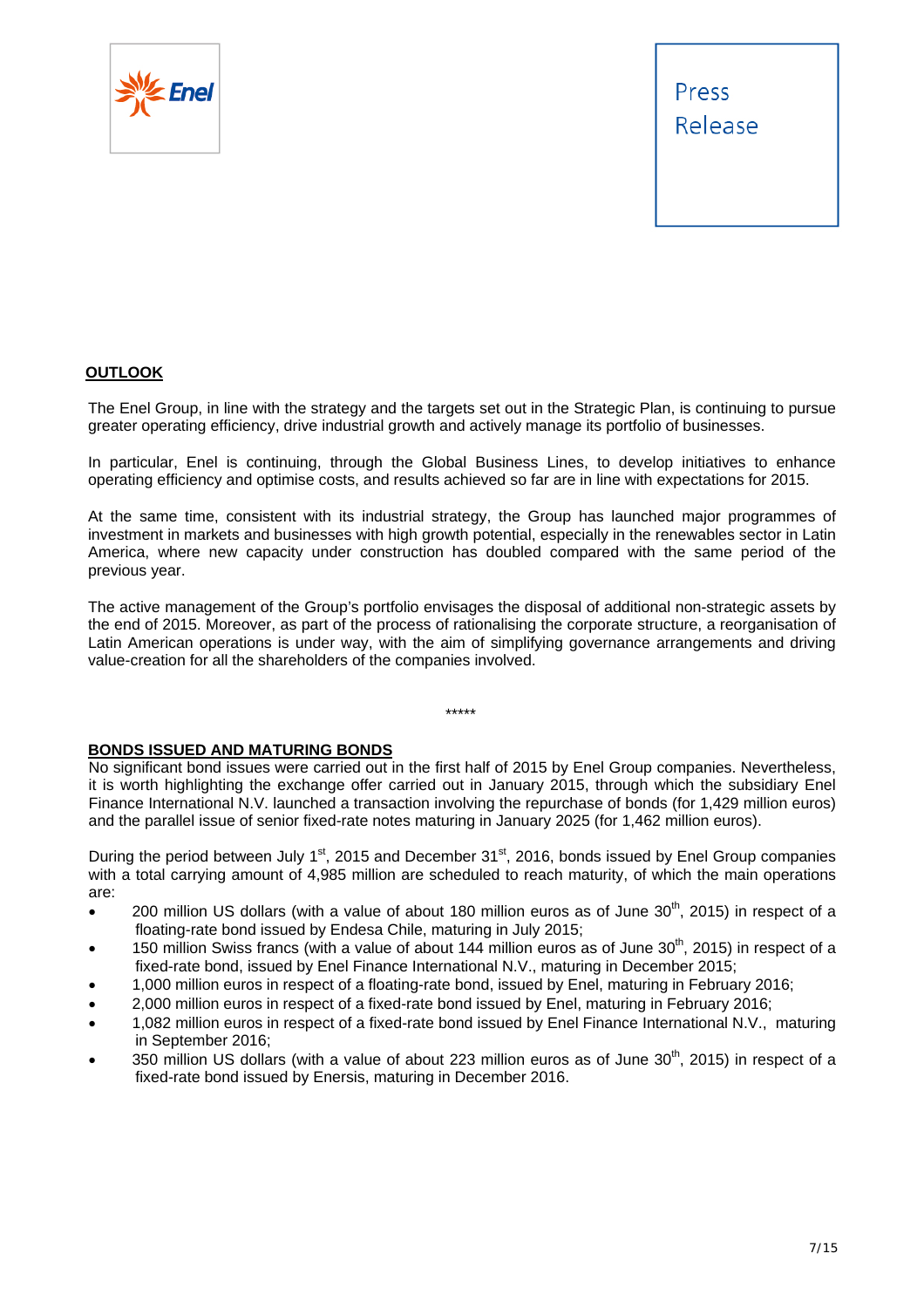## OUTLOOK

The Enel Group, in line with the strategy and the targets set out in the Strategic Plan, is continuing to pursue greater operating efficiency, drive industrial growth and actively manage its portfolio of businesses.

In particular, Enel is continuing, through the Global Business Lines, to develop initiatives to enhance operating efficiency and optimise costs, and results achieved so far are in line with expectations for 2015.

At the same time, consistent with its industrial strategy, the Group has launched major programmes of investment in markets and businesses with high growth potential, especially in the renewables sector in Latin America, where new capacity under construction has doubled compared with the same period of the previous year.

The active management of the Group's portfolio envisages the disposal of additional non-strategic assets by the end of 2015. Moreover, as part of the process of rationalising the corporate structure, a reorganisation of Latin American operations is under way, with the aim of simplifying governance arrangements and driving value-creation for all the shareholders of the companies involved.

*****

## BONDS ISSUED AND MATURING BONDS

No significant bond issues were carried out in the first half of 2015 by Enel Group companies. Nevertheless, it is worth highlighting the exchange offer carried out in January 2015, through which the subsidiary Enel Finance International N.V. launched a transaction involving the repurchase of bonds (for 1,429 million euros) and the parallel issue of senior fixed-rate notes maturing in January 2025 (for 1,462 million euros).

During the period between July 1st, 2015 and December 31st, 2016, bonds issued by Enel Group companies with a total carrying amount of 4,985 million are scheduled to reach maturity, of which the main operations are:

- 200 million US dollars (with a value of about 180 million euros as of June 30th, 2015) in respect of a floating-rate bond issued by Endesa Chile, maturing in July 2015;
- 150 million Swiss francs (with a value of about 144 million euros as of June 30th, 2015) in respect of a fixed-rate bond, issued by Enel Finance International N.V., maturing in December 2015;
- 1,000 million euros in respect of a floating-rate bond, issued by Enel, maturing in February 2016;
- 2,000 million euros in respect of a fixed-rate bond issued by Enel, maturing in February 2016;
- 1,082 million euros in respect of a fixed-rate bond issued by Enel Finance International N.V., maturing in September 2016;
- 350 million US dollars (with a value of about 223 million euros as of June 30th, 2015) in respect of a fixed-rate bond issued by Enersis, maturing in December 2016.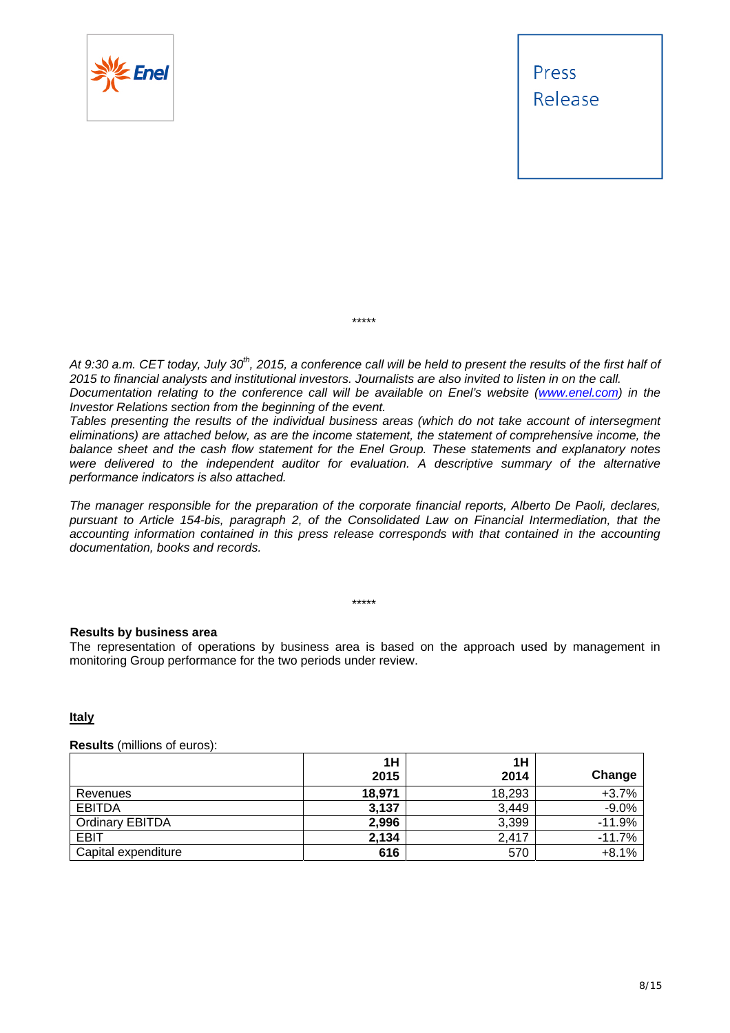*****

*At 9:30 a.m. CET today, July 30th, 2015, a conference call will be held to present the results of the first half of 2015 to financial analysts and institutional investors. Journalists are also invited to listen in on the call.*
*Documentation relating to the conference call will be available on Enel's website (www.enel.com) in the Investor Relations section from the beginning of the event.*
*Tables presenting the results of the individual business areas (which do not take account of intersegment eliminations) are attached below, as are the income statement, the statement of comprehensive income, the balance sheet and the cash flow statement for the Enel Group. These statements and explanatory notes were delivered to the independent auditor for evaluation. A descriptive summary of the alternative performance indicators is also attached.*

*The manager responsible for the preparation of the corporate financial reports, Alberto De Paoli, declares, pursuant to Article 154-bis, paragraph 2, of the Consolidated Law on Financial Intermediation, that the accounting information contained in this press release corresponds with that contained in the accounting documentation, books and records.*

*****

**Results by business area**

The representation of operations by business area is based on the approach used by management in monitoring Group performance for the two periods under review.

**Italy**

**Results** (millions of euros):

| | **1H 2015** | **1H 2014** | **Change** |
|---|---|---|---|
| Revenues | **18,971** | 18,293 | +3.7% |
| EBITDA | **3,137** | 3,449 | -9.0% |
| Ordinary EBITDA | **2,996** | 3,399 | -11.9% |
| EBIT | **2,134** | 2,417 | -11.7% |
| Capital expenditure | **616** | 570 | +8.1% |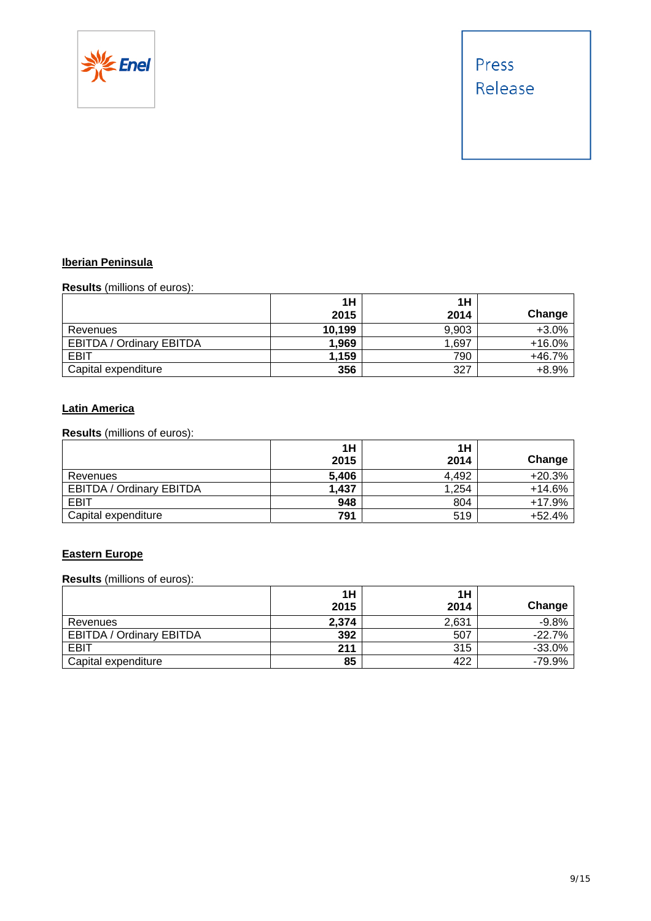**Iberian Peninsula**

**Results** (millions of euros):

| | 1H 2015 | 1H 2014 | Change |
|---|---|---|---|
| Revenues | **10,199** | 9,903 | +3.0% |
| EBITDA / Ordinary EBITDA | **1,969** | 1,697 | +16.0% |
| EBIT | **1,159** | 790 | +46.7% |
| Capital expenditure | **356** | 327 | +8.9% |

**Latin America**

**Results** (millions of euros):

| | 1H 2015 | 1H 2014 | Change |
|---|---|---|---|
| Revenues | **5,406** | 4,492 | +20.3% |
| EBITDA / Ordinary EBITDA | **1,437** | 1,254 | +14.6% |
| EBIT | **948** | 804 | +17.9% |
| Capital expenditure | **791** | 519 | +52.4% |

**Eastern Europe**

**Results** (millions of euros):

| | 1H 2015 | 1H 2014 | Change |
|---|---|---|---|
| Revenues | **2,374** | 2,631 | -9.8% |
| EBITDA / Ordinary EBITDA | **392** | 507 | -22.7% |
| EBIT | **211** | 315 | -33.0% |
| Capital expenditure | **85** | 422 | -79.9% |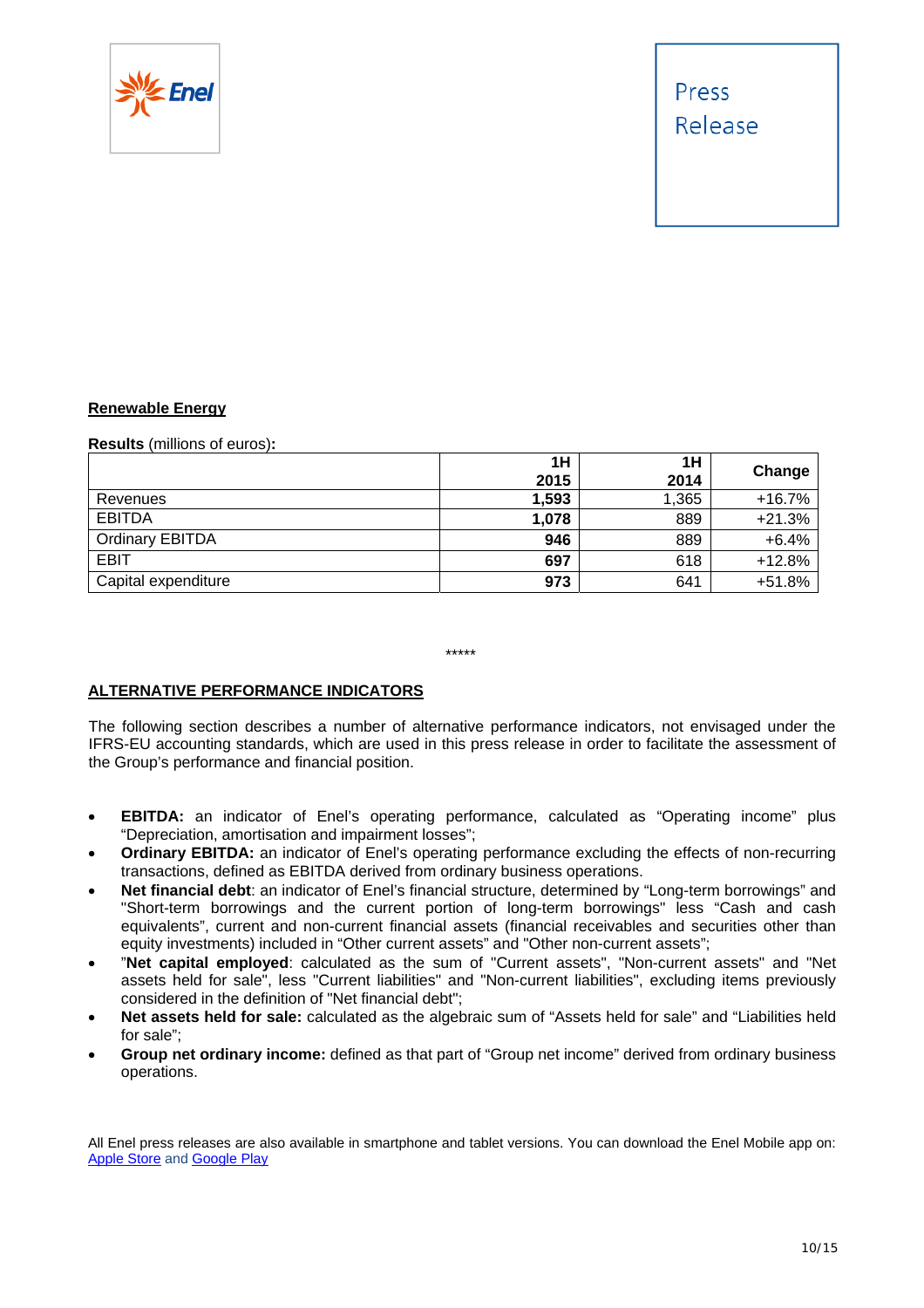**Renewable Energy**

**Results** (millions of euros)**:**

| | 1H 2015 | 1H 2014 | Change |
|---|---|---|---|
| Revenues | **1,593** | 1,365 | +16.7% |
| EBITDA | **1,078** | 889 | +21.3% |
| Ordinary EBITDA | **946** | 889 | +6.4% |
| EBIT | **697** | 618 | +12.8% |
| Capital expenditure | **973** | 641 | +51.8% |

*****

**ALTERNATIVE PERFORMANCE INDICATORS**

The following section describes a number of alternative performance indicators, not envisaged under the IFRS-EU accounting standards, which are used in this press release in order to facilitate the assessment of the Group's performance and financial position.

- **EBITDA:** an indicator of Enel's operating performance, calculated as "Operating income" plus "Depreciation, amortisation and impairment losses";
- **Ordinary EBITDA:** an indicator of Enel's operating performance excluding the effects of non-recurring transactions, defined as EBITDA derived from ordinary business operations.
- **Net financial debt**: an indicator of Enel's financial structure, determined by "Long-term borrowings" and "Short-term borrowings and the current portion of long-term borrowings" less "Cash and cash equivalents", current and non-current financial assets (financial receivables and securities other than equity investments) included in "Other current assets" and "Other non-current assets";
- "**Net capital employed**: calculated as the sum of "Current assets", "Non-current assets" and "Net assets held for sale", less "Current liabilities" and "Non-current liabilities", excluding items previously considered in the definition of "Net financial debt";
- **Net assets held for sale:** calculated as the algebraic sum of "Assets held for sale" and "Liabilities held for sale";
- **Group net ordinary income:** defined as that part of "Group net income" derived from ordinary business operations.

All Enel press releases are also available in smartphone and tablet versions. You can download the Enel Mobile app on: Apple Store and Google Play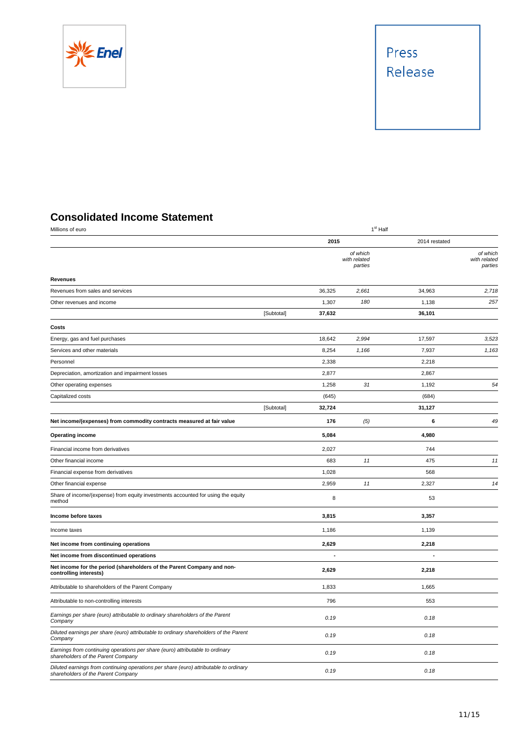Press Release

## Consolidated Income Statement

| Millions of euro | | 1st Half | | | |
|---|---|---|---|---|---|
| | | 2015 | | 2014 restated | |
| | | | *of which with related parties* | | *of which with related parties* |
| **Revenues** | | | | | |
| Revenues from sales and services | | 36,325 | *2,661* | 34,963 | *2,718* |
| Other revenues and income | | 1,307 | *180* | 1,138 | *257* |
| | [Subtotal] | **37,632** | | **36,101** | |
| **Costs** | | | | | |
| Energy, gas and fuel purchases | | 18,642 | *2,994* | 17,597 | *3,523* |
| Services and other materials | | 8,254 | *1,166* | 7,937 | *1,163* |
| Personnel | | 2,338 | | 2,218 | |
| Depreciation, amortization and impairment losses | | 2,877 | | 2,867 | |
| Other operating expenses | | 1,258 | *31* | 1,192 | *54* |
| Capitalized costs | | (645) | | (684) | |
| | [Subtotal] | **32,724** | | **31,127** | |
| **Net income/(expenses) from commodity contracts measured at fair value** | | **176** | *(5)* | **6** | *49* |
| **Operating income** | | **5,084** | | **4,980** | |
| Financial income from derivatives | | 2,027 | | 744 | |
| Other financial income | | 683 | *11* | 475 | *11* |
| Financial expense from derivatives | | 1,028 | | 568 | |
| Other financial expense | | 2,959 | *11* | 2,327 | *14* |
| Share of income/(expense) from equity investments accounted for using the equity method | | 8 | | 53 | |
| **Income before taxes** | | **3,815** | | **3,357** | |
| Income taxes | | 1,186 | | 1,139 | |
| **Net income from continuing operations** | | **2,629** | | **2,218** | |
| **Net income from discontinued operations** | | **-** | | **-** | |
| **Net income for the period (shareholders of the Parent Company and non-controlling interests)** | | **2,629** | | **2,218** | |
| Attributable to shareholders of the Parent Company | | 1,833 | | 1,665 | |
| Attributable to non-controlling interests | | 796 | | 553 | |
| *Earnings per share (euro) attributable to ordinary shareholders of the Parent Company* | | *0.19* | | *0.18* | |
| *Diluted earnings per share (euro) attributable to ordinary shareholders of the Parent Company* | | *0.19* | | *0.18* | |
| *Earnings from continuing operations per share (euro) attributable to ordinary shareholders of the Parent Company* | | *0.19* | | *0.18* | |
| *Diluted earnings from continuing operations per share (euro) attributable to ordinary shareholders of the Parent Company* | | *0.19* | | *0.18* | |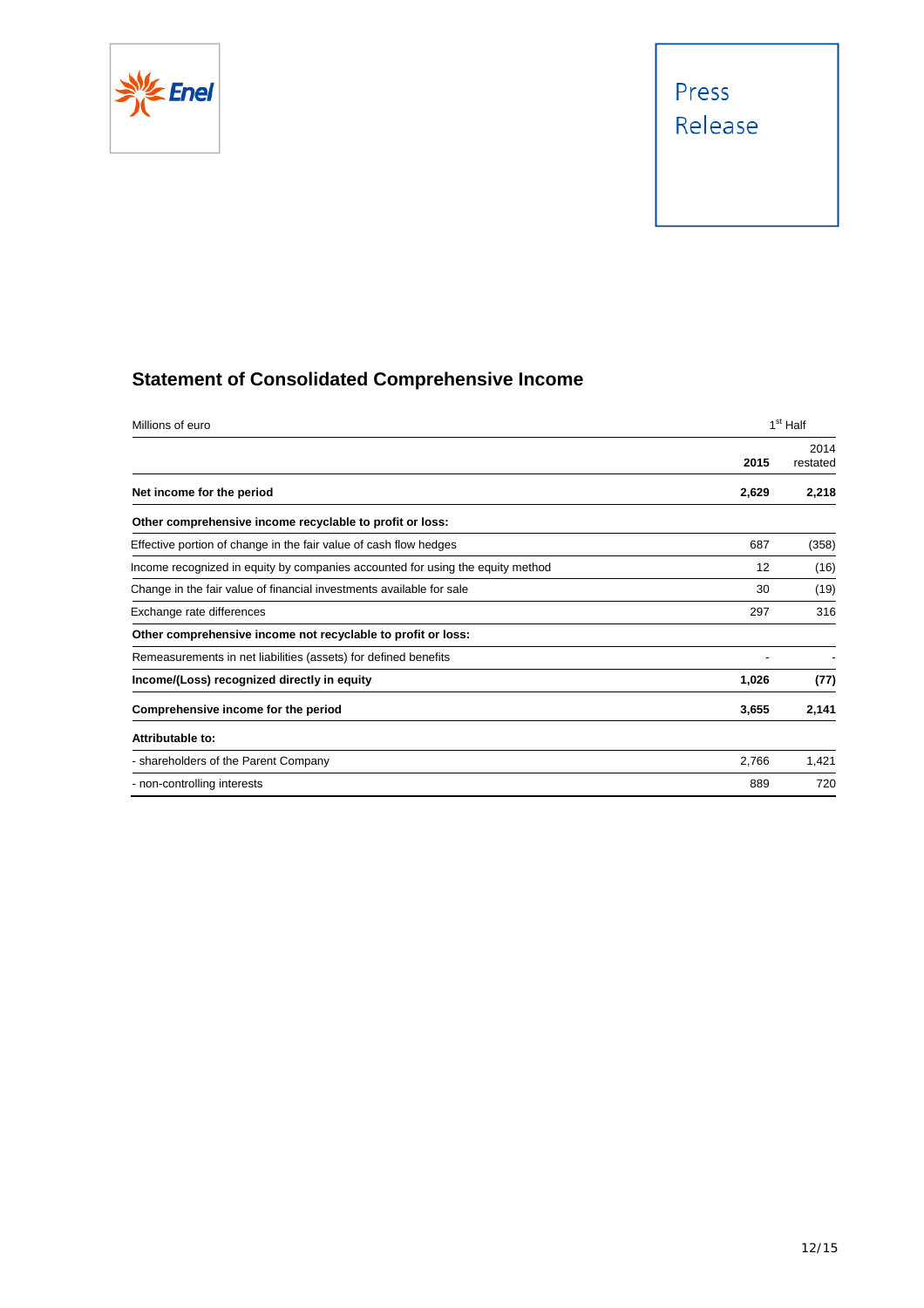## Statement of Consolidated Comprehensive Income

| Millions of euro | 1st Half | |
|---|---|---|
| | **2015** | 2014 restated |
| **Net income for the period** | **2,629** | **2,218** |
| **Other comprehensive income recyclable to profit or loss:** | | |
| Effective portion of change in the fair value of cash flow hedges | 687 | (358) |
| Income recognized in equity by companies accounted for using the equity method | 12 | (16) |
| Change in the fair value of financial investments available for sale | 30 | (19) |
| Exchange rate differences | 297 | 316 |
| **Other comprehensive income not recyclable to profit or loss:** | | |
| Remeasurements in net liabilities (assets) for defined benefits | - | - |
| **Income/(Loss) recognized directly in equity** | **1,026** | **(77)** |
| **Comprehensive income for the period** | **3,655** | **2,141** |
| **Attributable to:** | | |
| - shareholders of the Parent Company | 2,766 | 1,421 |
| - non-controlling interests | 889 | 720 |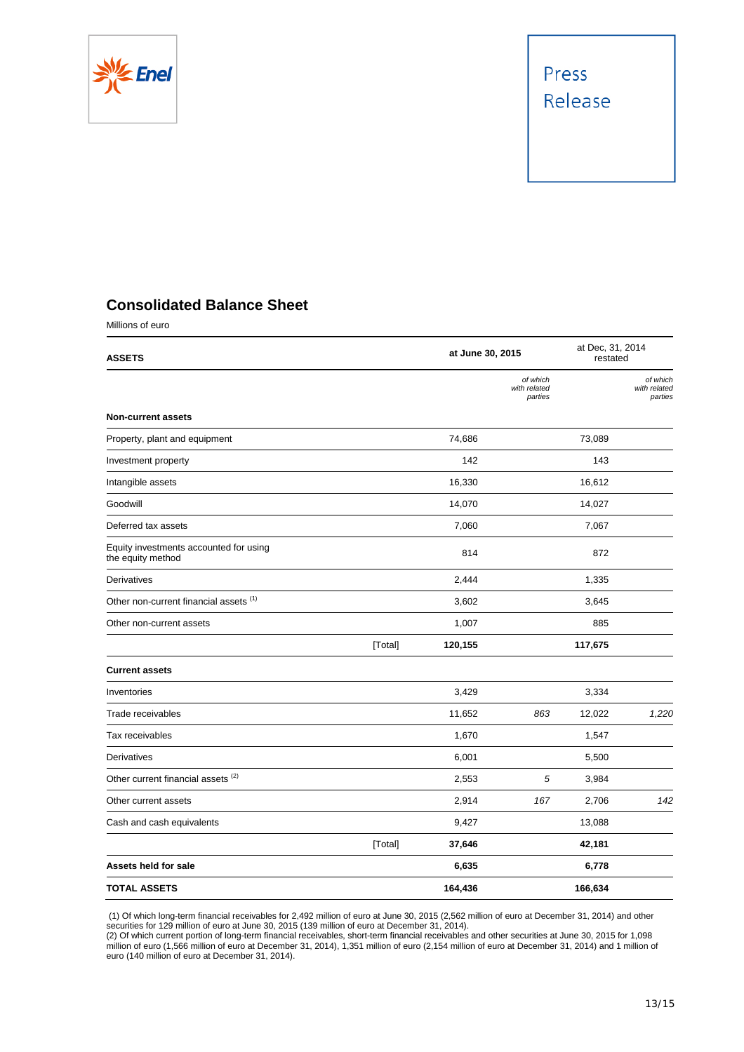Press Release

## Consolidated Balance Sheet

Millions of euro

| ASSETS | | at June 30, 2015 | *of which with related parties* | at Dec, 31, 2014 restated | *of which with related parties* |
|---|---|---|---|---|---|
| **Non-current assets** | | | | | |
| Property, plant and equipment | | 74,686 | | 73,089 | |
| Investment property | | 142 | | 143 | |
| Intangible assets | | 16,330 | | 16,612 | |
| Goodwill | | 14,070 | | 14,027 | |
| Deferred tax assets | | 7,060 | | 7,067 | |
| Equity investments accounted for using the equity method | | 814 | | 872 | |
| Derivatives | | 2,444 | | 1,335 | |
| Other non-current financial assets (1) | | 3,602 | | 3,645 | |
| Other non-current assets | | 1,007 | | 885 | |
| | [Total] | **120,155** | | **117,675** | |
| **Current assets** | | | | | |
| Inventories | | 3,429 | | 3,334 | |
| Trade receivables | | 11,652 | *863* | 12,022 | *1,220* |
| Tax receivables | | 1,670 | | 1,547 | |
| Derivatives | | 6,001 | | 5,500 | |
| Other current financial assets (2) | | 2,553 | *5* | 3,984 | |
| Other current assets | | 2,914 | *167* | 2,706 | *142* |
| Cash and cash equivalents | | 9,427 | | 13,088 | |
| | [Total] | **37,646** | | **42,181** | |
| **Assets held for sale** | | **6,635** | | **6,778** | |
| **TOTAL ASSETS** | | **164,436** | | **166,634** | |

(1) Of which long-term financial receivables for 2,492 million of euro at June 30, 2015 (2,562 million of euro at December 31, 2014) and other securities for 129 million of euro at June 30, 2015 (139 million of euro at December 31, 2014).
(2) Of which current portion of long-term financial receivables, short-term financial receivables and other securities at June 30, 2015 for 1,098 million of euro (1,566 million of euro at December 31, 2014), 1,351 million of euro (2,154 million of euro at December 31, 2014) and 1 million of euro (140 million of euro at December 31, 2014).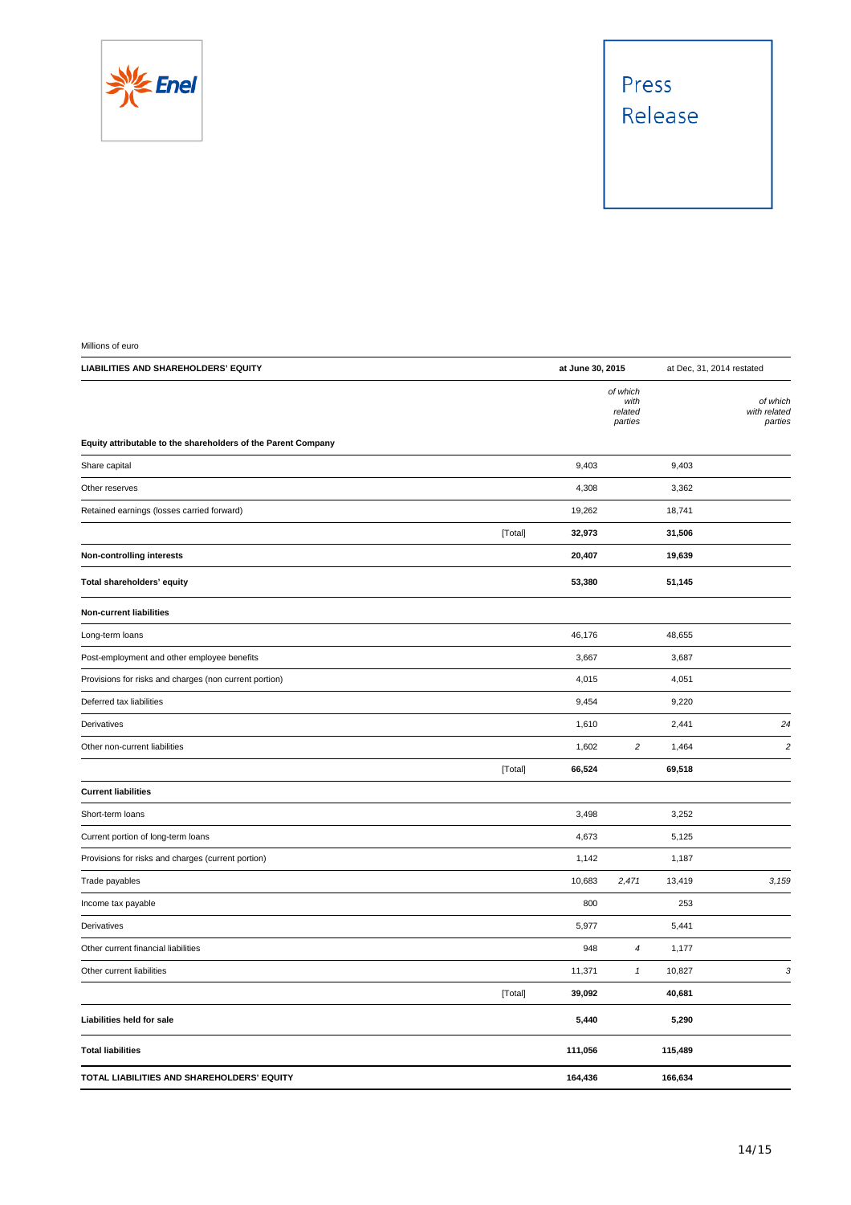Millions of euro

| LIABILITIES AND SHAREHOLDERS' EQUITY | | at June 30, 2015 | | at Dec, 31, 2014 restated | |
|---|---|---|---|---|---|
| | | | *of which with related parties* | | *of which with related parties* |
| **Equity attributable to the shareholders of the Parent Company** | | | | | |
| Share capital | | 9,403 | | 9,403 | |
| Other reserves | | 4,308 | | 3,362 | |
| Retained earnings (losses carried forward) | | 19,262 | | 18,741 | |
| | [Total] | **32,973** | | **31,506** | |
| **Non-controlling interests** | | **20,407** | | **19,639** | |
| **Total shareholders' equity** | | **53,380** | | **51,145** | |
| **Non-current liabilities** | | | | | |
| Long-term loans | | 46,176 | | 48,655 | |
| Post-employment and other employee benefits | | 3,667 | | 3,687 | |
| Provisions for risks and charges (non current portion) | | 4,015 | | 4,051 | |
| Deferred tax liabilities | | 9,454 | | 9,220 | |
| Derivatives | | 1,610 | | 2,441 | *24* |
| Other non-current liabilities | | 1,602 | *2* | 1,464 | *2* |
| | [Total] | **66,524** | | **69,518** | |
| **Current liabilities** | | | | | |
| Short-term loans | | 3,498 | | 3,252 | |
| Current portion of long-term loans | | 4,673 | | 5,125 | |
| Provisions for risks and charges (current portion) | | 1,142 | | 1,187 | |
| Trade payables | | 10,683 | *2,471* | 13,419 | *3,159* |
| Income tax payable | | 800 | | 253 | |
| Derivatives | | 5,977 | | 5,441 | |
| Other current financial liabilities | | 948 | *4* | 1,177 | |
| Other current liabilities | | 11,371 | *1* | 10,827 | *3* |
| | [Total] | **39,092** | | **40,681** | |
| **Liabilities held for sale** | | **5,440** | | **5,290** | |
| **Total liabilities** | | **111,056** | | **115,489** | |
| **TOTAL LIABILITIES AND SHAREHOLDERS' EQUITY** | | **164,436** | | **166,634** | |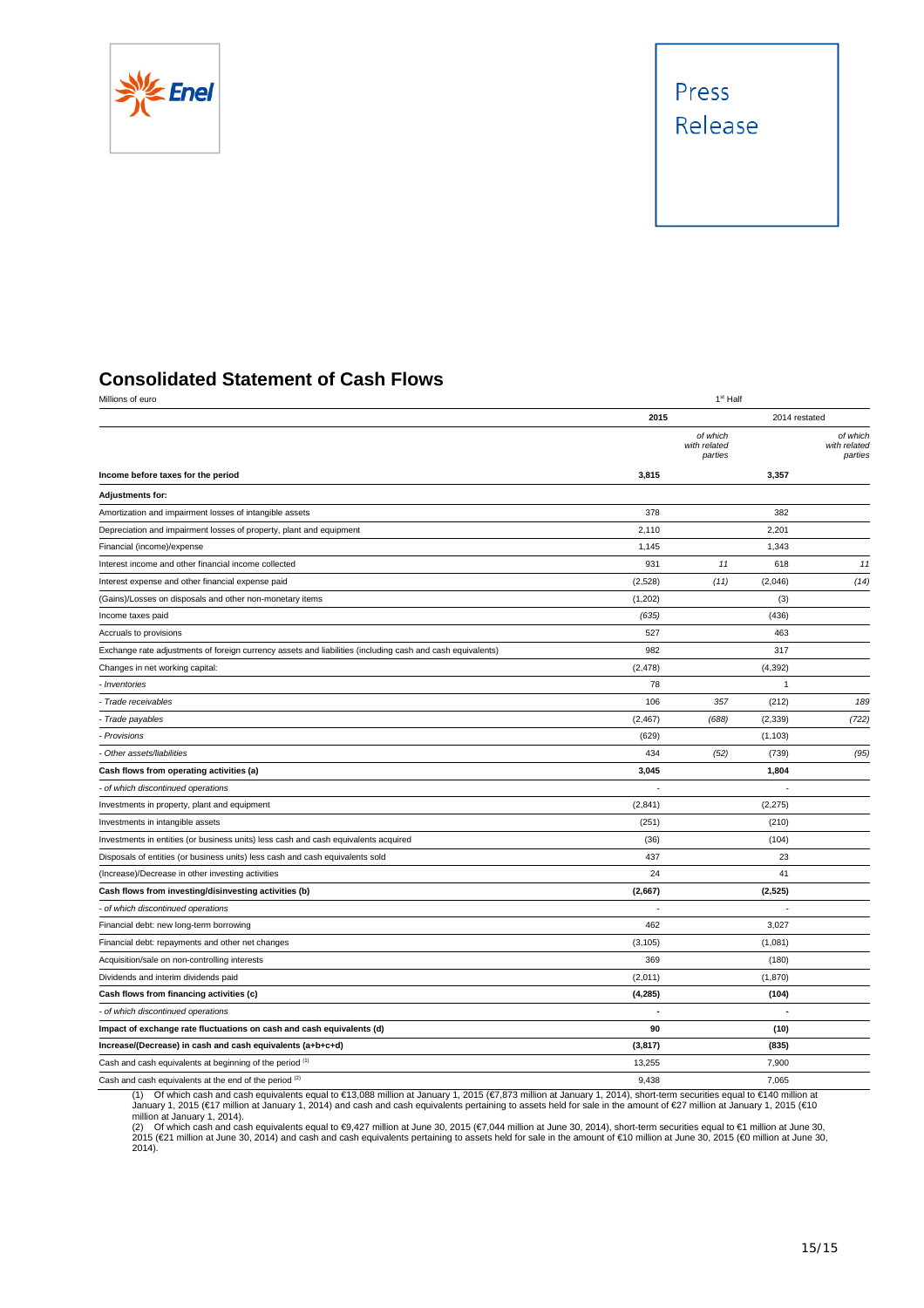## Consolidated Statement of Cash Flows

| Millions of euro | 1st Half | | | |
|---|---|---|---|---|
| | 2015 | | 2014 restated | |
| | | *of which with related parties* | | *of which with related parties* |
| **Income before taxes for the period** | **3,815** | | **3,357** | |
| **Adjustments for:** | | | | |
| Amortization and impairment losses of intangible assets | 378 | | 382 | |
| Depreciation and impairment losses of property, plant and equipment | 2,110 | | 2,201 | |
| Financial (income)/expense | 1,145 | | 1,343 | |
| Interest income and other financial income collected | 931 | *11* | 618 | *11* |
| Interest expense and other financial expense paid | (2,528) | *(11)* | (2,046) | *(14)* |
| (Gains)/Losses on disposals and other non-monetary items | (1,202) | | (3) | |
| Income taxes paid | *(635)* | | (436) | |
| Accruals to provisions | 527 | | 463 | |
| Exchange rate adjustments of foreign currency assets and liabilities (including cash and cash equivalents) | 982 | | 317 | |
| Changes in net working capital: | (2,478) | | (4,392) | |
| *- Inventories* | 78 | | 1 | |
| *- Trade receivables* | 106 | *357* | (212) | *189* |
| *- Trade payables* | (2,467) | *(688)* | (2,339) | *(722)* |
| *- Provisions* | (629) | | (1,103) | |
| *- Other assets/liabilities* | 434 | *(52)* | (739) | *(95)* |
| **Cash flows from operating activities (a)** | **3,045** | | **1,804** | |
| *- of which discontinued operations* | - | | - | |
| Investments in property, plant and equipment | (2,841) | | (2,275) | |
| Investments in intangible assets | (251) | | (210) | |
| Investments in entities (or business units) less cash and cash equivalents acquired | (36) | | (104) | |
| Disposals of entities (or business units) less cash and cash equivalents sold | 437 | | 23 | |
| (Increase)/Decrease in other investing activities | 24 | | 41 | |
| **Cash flows from investing/disinvesting activities (b)** | **(2,667)** | | **(2,525)** | |
| *- of which discontinued operations* | - | | - | |
| Financial debt: new long-term borrowing | 462 | | 3,027 | |
| Financial debt: repayments and other net changes | (3,105) | | (1,081) | |
| Acquisition/sale on non-controlling interests | 369 | | (180) | |
| Dividends and interim dividends paid | (2,011) | | (1,870) | |
| **Cash flows from financing activities (c)** | **(4,285)** | | **(104)** | |
| *- of which discontinued operations* | - | | - | |
| **Impact of exchange rate fluctuations on cash and cash equivalents (d)** | **90** | | **(10)** | |
| **Increase/(Decrease) in cash and cash equivalents (a+b+c+d)** | **(3,817)** | | **(835)** | |
| Cash and cash equivalents at beginning of the period [1] | 13,255 | | 7,900 | |
| Cash and cash equivalents at the end of the period [2] | 9,438 | | 7,065 | |

(1) Of which cash and cash equivalents equal to €13,088 million at January 1, 2015 (€7,873 million at January 1, 2014), short-term securities equal to €140 million at January 1, 2015 (€17 million at January 1, 2014) and cash and cash equivalents pertaining to assets held for sale in the amount of €27 million at January 1, 2015 (€10 million at January 1, 2014).

(2) Of which cash and cash equivalents equal to €9,427 million at June 30, 2015 (€7,044 million at June 30, 2014), short-term securities equal to €1 million at June 30, 2015 (€21 million at June 30, 2014) and cash and cash equivalents pertaining to assets held for sale in the amount of €10 million at June 30, 2015 (€0 million at June 30, 2014).